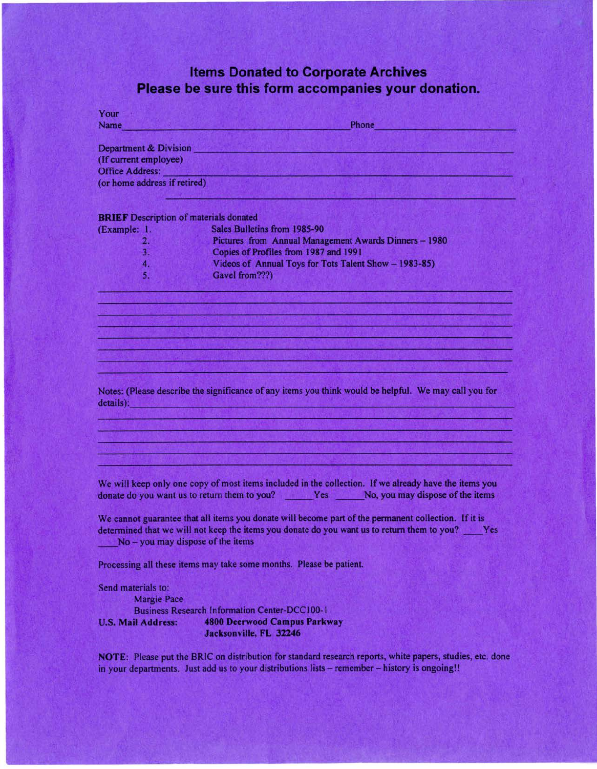## Items Donated to Corporate Archives
## Please be sure this form accompanies your donation.

Your Name ______________________________ Phone ______________________

Department & Division ______________________________________________
(If current employee)

Office Address: ____________________________________________________
(or home address if retired)

____________________________________________________________________

**BRIEF** Description of materials donated

(Example: 1. Sales Bulletins from 1985-90
2. Pictures from Annual Management Awards Dinners – 1980
3. Copies of Profiles from 1987 and 1991
4. Videos of Annual Toys for Tots Talent Show – 1983-85)
5. Gavel from???)

____________________________________________________________________
____________________________________________________________________
____________________________________________________________________
____________________________________________________________________
____________________________________________________________________
____________________________________________________________________
____________________________________________________________________
____________________________________________________________________

Notes: (Please describe the significance of any items you think would be helpful. We may call you for details): ____________________________________________________________

____________________________________________________________________
____________________________________________________________________
____________________________________________________________________
____________________________________________________________________
____________________________________________________________________

We will keep only one copy of most items included in the collection. If we already have the items you donate do you want us to return them to you? ______Yes ______No, you may dispose of the items

We cannot guarantee that all items you donate will become part of the permanent collection. If it is determined that we will not keep the items you donate do you want us to return them to you? ____Yes ____No – you may dispose of the items

Processing all these items may take some months. Please be patient.

Send materials to:
Margie Pace
Business Research Information Center-DCC100-1
U.S. Mail Address: **4800 Deerwood Campus Parkway**
**Jacksonville, FL 32246**

**NOTE**: Please put the BRIC on distribution for standard research reports, white papers, studies, etc. done in your departments. Just add us to your distributions lists – remember – history is ongoing!!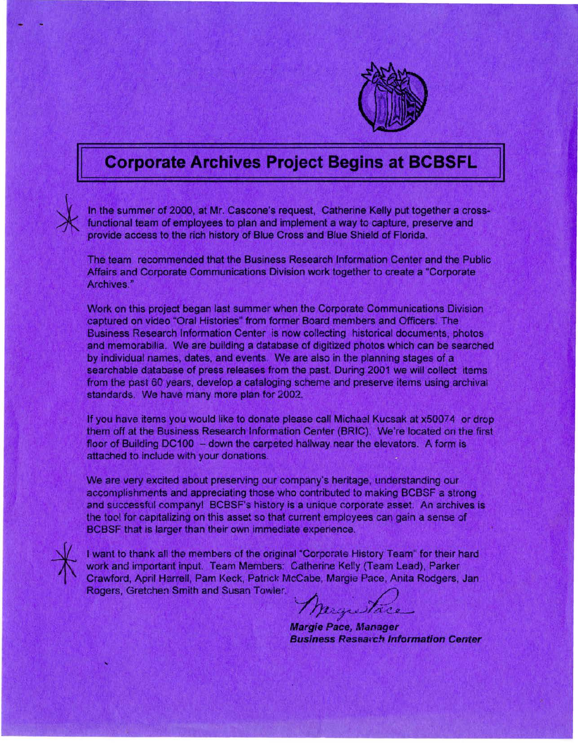# Corporate Archives Project Begins at BCBSFL

In the summer of 2000, at Mr. Cascone's request, Catherine Kelly put together a cross-functional team of employees to plan and implement a way to capture, preserve and provide access to the rich history of Blue Cross and Blue Shield of Florida.

The team recommended that the Business Research Information Center and the Public Affairs and Corporate Communications Division work together to create a "Corporate Archives."

Work on this project began last summer when the Corporate Communications Division captured on video "Oral Histories" from former Board members and Officers. The Business Research Information Center is now collecting historical documents, photos and memorabilia. We are building a database of digitized photos which can be searched by individual names, dates, and events. We are also in the planning stages of a searchable database of press releases from the past. During 2001 we will collect items from the past 60 years, develop a cataloging scheme and preserve items using archival standards. We have many more plan for 2002.

If you have items you would like to donate please call Michael Kucsak at x50074 or drop them off at the Business Research Information Center (BRIC). We're located on the first floor of Building DC100 – down the carpeted hallway near the elevators. A form is attached to include with your donations.

We are very excited about preserving our company's heritage, understanding our accomplishments and appreciating those who contributed to making BCBSF a strong and successful company! BCBSF's history is a unique corporate asset. An archives is the tool for capitalizing on this asset so that current employees can gain a sense of BCBSF that is larger than their own immediate experience.

I want to thank all the members of the original "Corporate History Team" for their hard work and important input. Team Members: Catherine Kelly (Team Lead), Parker Crawford, April Harrell, Pam Keck, Patrick McCabe, Margie Pace, Anita Rodgers, Jan Rogers, Gretchen Smith and Susan Towler.

Margie Pace

***Margie Pace, Manager***
***Business Research Information Center***